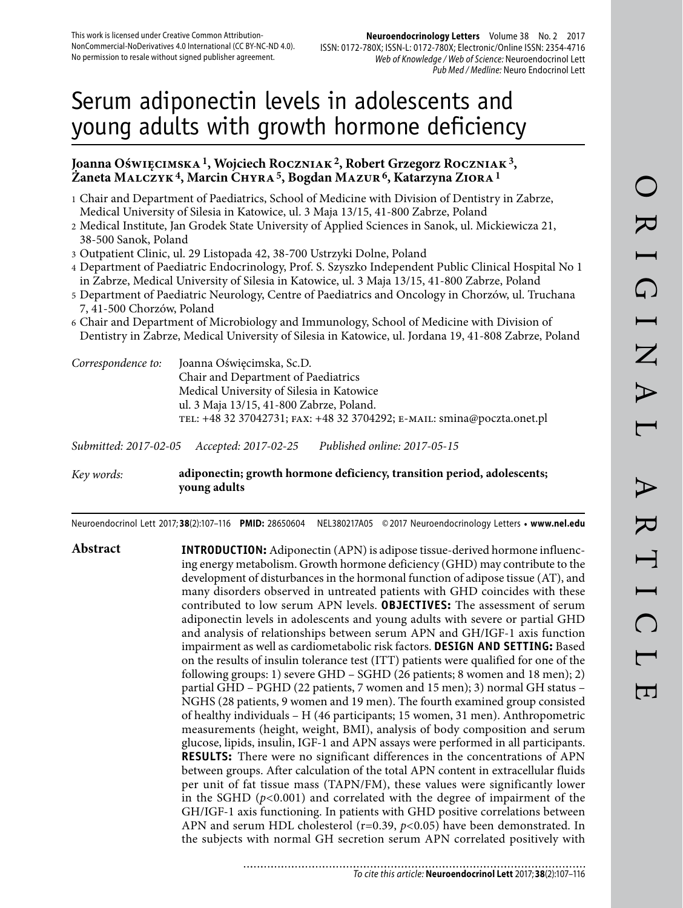This work is licensed under Creative Common Attribution-NonCommercial-NoDerivatives 4.0 International (CC BY-NC-ND 4.0). No permission to resale without signed publisher agreement.

# Serum adiponectin levels in adolescents and young adults with growth hormone deficiency

**Joanna Oświęcimska [1], Wojciech Roczniak [2], Robert Grzegorz Roczniak [3], Żaneta Malczyk [4], Marcin Chyra [5], Bogdan Mazur [6], Katarzyna Ziora [1]**

1 Chair and Department of Paediatrics, School of Medicine with Division of Dentistry in Zabrze, Medical University of Silesia in Katowice, ul. 3 Maja 13/15, 41-800 Zabrze, Poland
2 Medical Institute, Jan Grodek State University of Applied Sciences in Sanok, ul. Mickiewicza 21, 38-500 Sanok, Poland
3 Outpatient Clinic, ul. 29 Listopada 42, 38-700 Ustrzyki Dolne, Poland
4 Department of Paediatric Endocrinology, Prof. S. Szyszko Independent Public Clinical Hospital No 1 in Zabrze, Medical University of Silesia in Katowice, ul. 3 Maja 13/15, 41-800 Zabrze, Poland
5 Department of Paediatric Neurology, Centre of Paediatrics and Oncology in Chorzów, ul. Truchana 7, 41-500 Chorzów, Poland
6 Chair and Department of Microbiology and Immunology, School of Medicine with Division of Dentistry in Zabrze, Medical University of Silesia in Katowice, ul. Jordana 19, 41-808 Zabrze, Poland

*Correspondence to:* Joanna Oświęcimska, Sc.D.
Chair and Department of Paediatrics
Medical University of Silesia in Katowice
ul. 3 Maja 13/15, 41-800 Zabrze, Poland.
TEL: +48 32 37042731; FAX: +48 32 3704292; E-MAIL: smina@poczta.onet.pl

*Submitted: 2017-02-05* *Accepted: 2017-02-25* *Published online: 2017-05-15*

*Key words:* **adiponectin; growth hormone deficiency, transition period, adolescents; young adults**

Neuroendocrinol Lett 2017; **38**(2):107–116 **PMID:** 28650604 NEL380217A05 © 2017 Neuroendocrinology Letters • **www.nel.edu**

## Abstract

**INTRODUCTION:** Adiponectin (APN) is adipose tissue-derived hormone influencing energy metabolism. Growth hormone deficiency (GHD) may contribute to the development of disturbances in the hormonal function of adipose tissue (AT), and many disorders observed in untreated patients with GHD coincides with these contributed to low serum APN levels. **OBJECTIVES:** The assessment of serum adiponectin levels in adolescents and young adults with severe or partial GHD and analysis of relationships between serum APN and GH/IGF-1 axis function impairment as well as cardiometabolic risk factors. **DESIGN AND SETTING:** Based on the results of insulin tolerance test (ITT) patients were qualified for one of the following groups: 1) severe GHD – SGHD (26 patients; 8 women and 18 men); 2) partial GHD – PGHD (22 patients, 7 women and 15 men); 3) normal GH status – NGHS (28 patients, 9 women and 19 men). The fourth examined group consisted of healthy individuals – H (46 participants; 15 women, 31 men). Anthropometric measurements (height, weight, BMI), analysis of body composition and serum glucose, lipids, insulin, IGF-1 and APN assays were performed in all participants. **RESULTS:** There were no significant differences in the concentrations of APN between groups. After calculation of the total APN content in extracellular fluids per unit of fat tissue mass (TAPN/FM), these values were significantly lower in the SGHD ($p<0.001$) and correlated with the degree of impairment of the GH/IGF-1 axis functioning. In patients with GHD positive correlations between APN and serum HDL cholesterol ($r=0.39$, $p<0.05$) have been demonstrated. In the subjects with normal GH secretion serum APN correlated positively with

*To cite this article:* **Neuroendocrinol Lett** 2017; **38**(2):107–116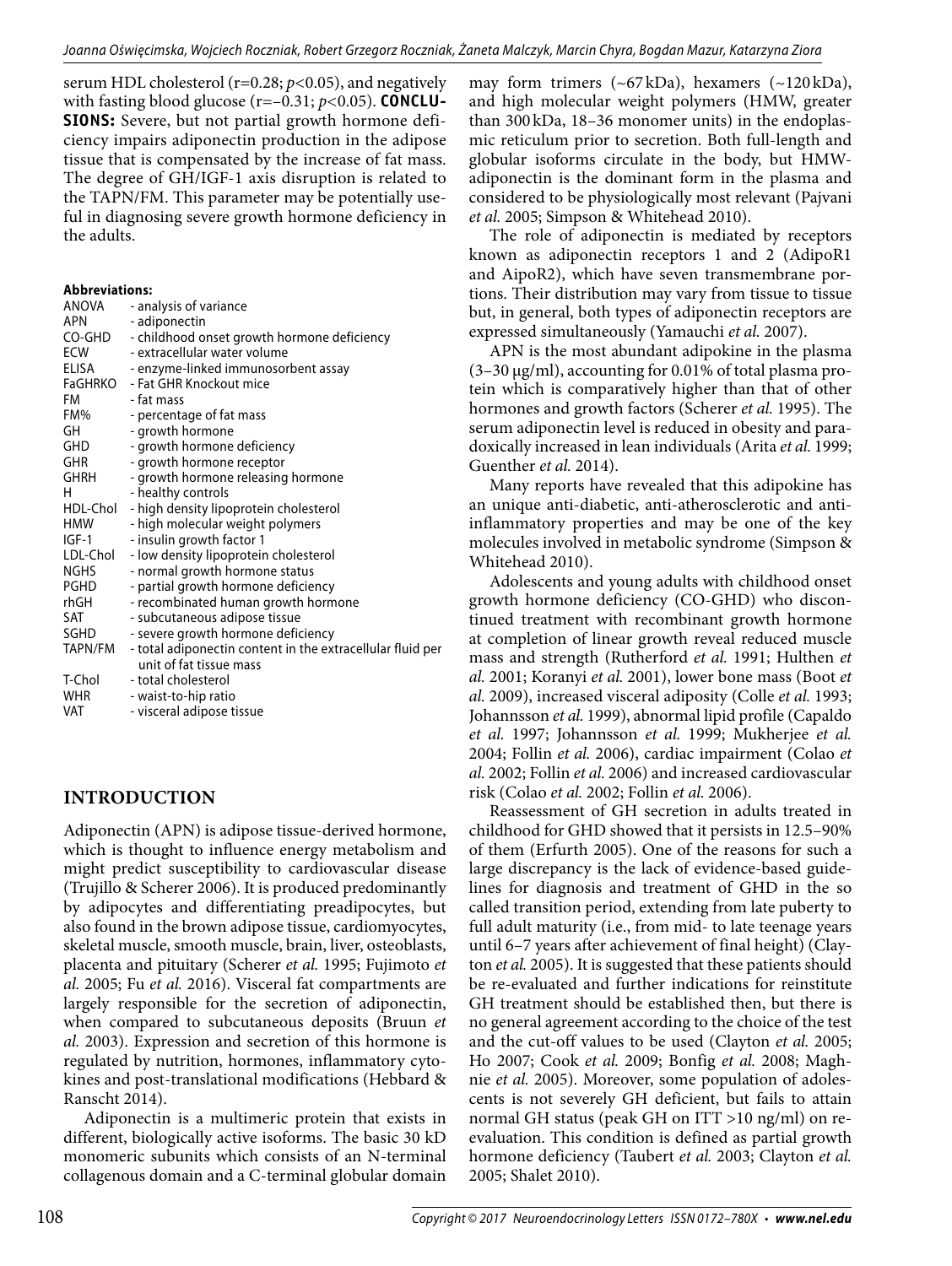serum HDL cholesterol (r=0.28; $p<0.05$), and negatively with fasting blood glucose (r=−0.31; $p<0.05$). **CONCLUSIONS:** Severe, but not partial growth hormone deficiency impairs adiponectin production in the adipose tissue that is compensated by the increase of fat mass. The degree of GH/IGF-1 axis disruption is related to the TAPN/FM. This parameter may be potentially useful in diagnosing severe growth hormone deficiency in the adults.

**Abbreviations:**

| | |
|---|---|
| ANOVA | - analysis of variance |
| APN | - adiponectin |
| CO-GHD | - childhood onset growth hormone deficiency |
| ECW | - extracellular water volume |
| ELISA | - enzyme-linked immunosorbent assay |
| FaGHRKO | - Fat GHR Knockout mice |
| FM | - fat mass |
| FM% | - percentage of fat mass |
| GH | - growth hormone |
| GHD | - growth hormone deficiency |
| GHR | - growth hormone receptor |
| GHRH | - growth hormone releasing hormone |
| H | - healthy controls |
| HDL-Chol | - high density lipoprotein cholesterol |
| HMW | - high molecular weight polymers |
| IGF-1 | - insulin growth factor 1 |
| LDL-Chol | - low density lipoprotein cholesterol |
| NGHS | - normal growth hormone status |
| PGHD | - partial growth hormone deficiency |
| rhGH | - recombinated human growth hormone |
| SAT | - subcutaneous adipose tissue |
| SGHD | - severe growth hormone deficiency |
| TAPN/FM | - total adiponectin content in the extracellular fluid per unit of fat tissue mass |
| T-Chol | - total cholesterol |
| WHR | - waist-to-hip ratio |
| VAT | - visceral adipose tissue |

## INTRODUCTION

Adiponectin (APN) is adipose tissue-derived hormone, which is thought to influence energy metabolism and might predict susceptibility to cardiovascular disease (Trujillo & Scherer 2006). It is produced predominantly by adipocytes and differentiating preadipocytes, but also found in the brown adipose tissue, cardiomyocytes, skeletal muscle, smooth muscle, brain, liver, osteoblasts, placenta and pituitary (Scherer *et al.* 1995; Fujimoto *et al.* 2005; Fu *et al.* 2016). Visceral fat compartments are largely responsible for the secretion of adiponectin, when compared to subcutaneous deposits (Bruun *et al.* 2003). Expression and secretion of this hormone is regulated by nutrition, hormones, inflammatory cytokines and post-translational modifications (Hebbard & Ranscht 2014).

Adiponectin is a multimeric protein that exists in different, biologically active isoforms. The basic 30 kD monomeric subunits which consists of an N-terminal collagenous domain and a C-terminal globular domain may form trimers (~67 kDa), hexamers (~120 kDa), and high molecular weight polymers (HMW, greater than 300 kDa, 18–36 monomer units) in the endoplasmic reticulum prior to secretion. Both full-length and globular isoforms circulate in the body, but HMW-adiponectin is the dominant form in the plasma and considered to be physiologically most relevant (Pajvani *et al.* 2005; Simpson & Whitehead 2010).

The role of adiponectin is mediated by receptors known as adiponectin receptors 1 and 2 (AdipoR1 and AipoR2), which have seven transmembrane portions. Their distribution may vary from tissue to tissue but, in general, both types of adiponectin receptors are expressed simultaneously (Yamauchi *et al.* 2007).

APN is the most abundant adipokine in the plasma (3–30 μg/ml), accounting for 0.01% of total plasma protein which is comparatively higher than that of other hormones and growth factors (Scherer *et al.* 1995). The serum adiponectin level is reduced in obesity and paradoxically increased in lean individuals (Arita *et al.* 1999; Guenther *et al.* 2014).

Many reports have revealed that this adipokine has an unique anti-diabetic, anti-atherosclerotic and anti-inflammatory properties and may be one of the key molecules involved in metabolic syndrome (Simpson & Whitehead 2010).

Adolescents and young adults with childhood onset growth hormone deficiency (CO-GHD) who discontinued treatment with recombinant growth hormone at completion of linear growth reveal reduced muscle mass and strength (Rutherford *et al.* 1991; Hulthen *et al.* 2001; Koranyi *et al.* 2001), lower bone mass (Boot *et al.* 2009), increased visceral adiposity (Colle *et al.* 1993; Johannsson *et al.* 1999), abnormal lipid profile (Capaldo *et al.* 1997; Johannsson *et al.* 1999; Mukherjee *et al.* 2004; Follin *et al.* 2006), cardiac impairment (Colao *et al.* 2002; Follin *et al.* 2006) and increased cardiovascular risk (Colao *et al.* 2002; Follin *et al.* 2006).

Reassessment of GH secretion in adults treated in childhood for GHD showed that it persists in 12.5–90% of them (Erfurth 2005). One of the reasons for such a large discrepancy is the lack of evidence-based guidelines for diagnosis and treatment of GHD in the so called transition period, extending from late puberty to full adult maturity (i.e., from mid- to late teenage years until 6–7 years after achievement of final height) (Clayton *et al.* 2005). It is suggested that these patients should be re-evaluated and further indications for reinstitute GH treatment should be established then, but there is no general agreement according to the choice of the test and the cut-off values to be used (Clayton *et al.* 2005; Ho 2007; Cook *et al.* 2009; Bonfig *et al.* 2008; Maghnie *et al.* 2005). Moreover, some population of adolescents is not severely GH deficient, but fails to attain normal GH status (peak GH on ITT >10 ng/ml) on re-evaluation. This condition is defined as partial growth hormone deficiency (Taubert *et al.* 2003; Clayton *et al.* 2005; Shalet 2010).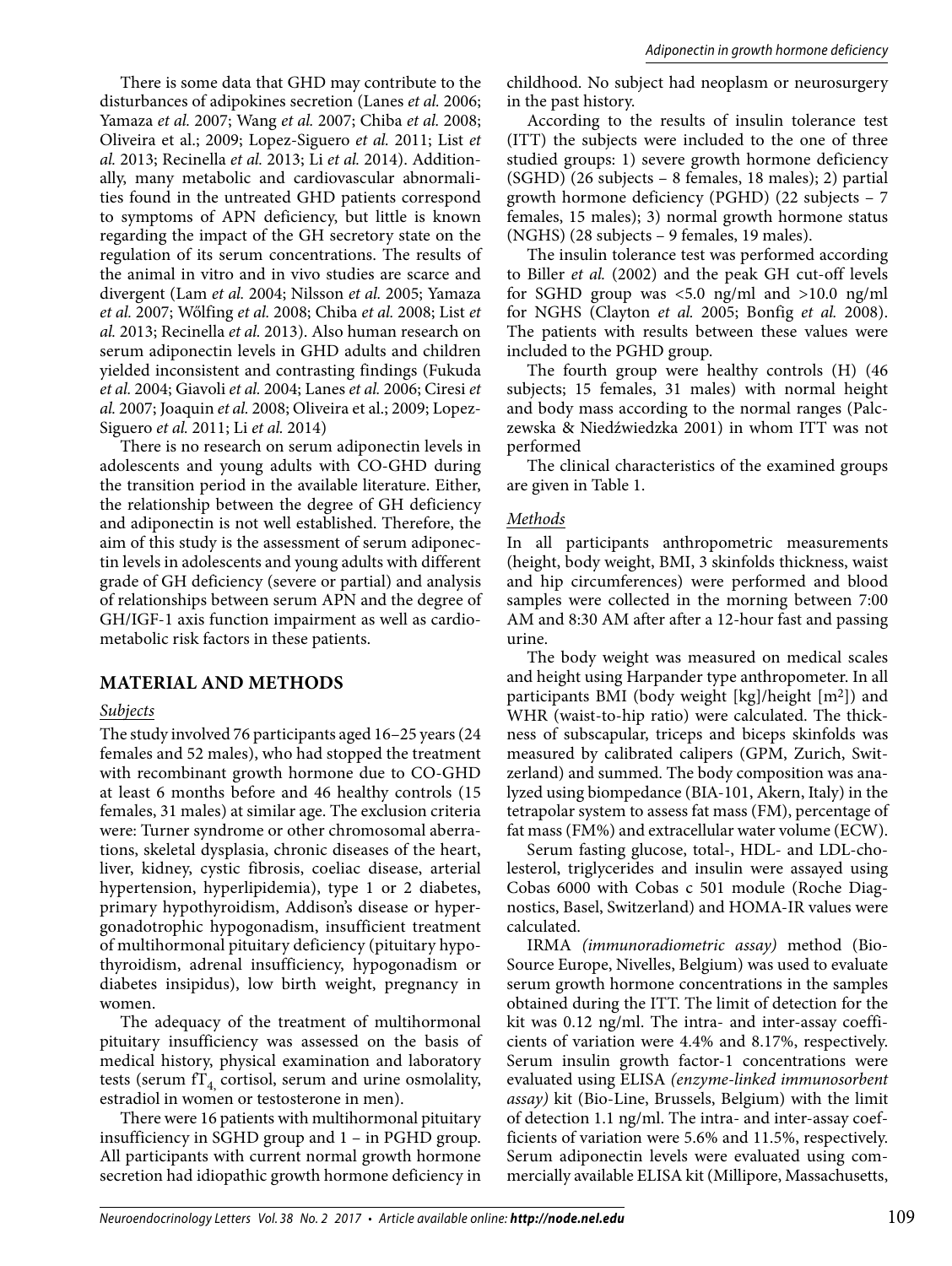There is some data that GHD may contribute to the disturbances of adipokines secretion (Lanes *et al.* 2006; Yamaza *et al.* 2007; Wang *et al.* 2007; Chiba *et al.* 2008; Oliveira et al.; 2009; Lopez-Siguero *et al.* 2011; List *et al.* 2013; Recinella *et al.* 2013; Li *et al.* 2014). Additionally, many metabolic and cardiovascular abnormalities found in the untreated GHD patients correspond to symptoms of APN deficiency, but little is known regarding the impact of the GH secretory state on the regulation of its serum concentrations. The results of the animal in vitro and in vivo studies are scarce and divergent (Lam *et al.* 2004; Nilsson *et al.* 2005; Yamaza *et al.* 2007; Wőlfing *et al.* 2008; Chiba *et al.* 2008; List *et al.* 2013; Recinella *et al.* 2013). Also human research on serum adiponectin levels in GHD adults and children yielded inconsistent and contrasting findings (Fukuda *et al.* 2004; Giavoli *et al.* 2004; Lanes *et al.* 2006; Ciresi *et al.* 2007; Joaquin *et al.* 2008; Oliveira et al.; 2009; Lopez-Siguero *et al.* 2011; Li *et al.* 2014)

There is no research on serum adiponectin levels in adolescents and young adults with CO-GHD during the transition period in the available literature. Either, the relationship between the degree of GH deficiency and adiponectin is not well established. Therefore, the aim of this study is the assessment of serum adiponectin levels in adolescents and young adults with different grade of GH deficiency (severe or partial) and analysis of relationships between serum APN and the degree of GH/IGF-1 axis function impairment as well as cardiometabolic risk factors in these patients.

## MATERIAL AND METHODS

### *Subjects*

The study involved 76 participants aged 16–25 years (24 females and 52 males), who had stopped the treatment with recombinant growth hormone due to CO-GHD at least 6 months before and 46 healthy controls (15 females, 31 males) at similar age. The exclusion criteria were: Turner syndrome or other chromosomal aberrations, skeletal dysplasia, chronic diseases of the heart, liver, kidney, cystic fibrosis, coeliac disease, arterial hypertension, hyperlipidemia), type 1 or 2 diabetes, primary hypothyroidism, Addison's disease or hypergonadotrophic hypogonadism, insufficient treatment of multihormonal pituitary deficiency (pituitary hypothyroidism, adrenal insufficiency, hypogonadism or diabetes insipidus), low birth weight, pregnancy in women.

The adequacy of the treatment of multihormonal pituitary insufficiency was assessed on the basis of medical history, physical examination and laboratory tests (serum $fT_4$, cortisol, serum and urine osmolality, estradiol in women or testosterone in men).

There were 16 patients with multihormonal pituitary insufficiency in SGHD group and 1 – in PGHD group. All participants with current normal growth hormone secretion had idiopathic growth hormone deficiency in childhood. No subject had neoplasm or neurosurgery in the past history.

According to the results of insulin tolerance test (ITT) the subjects were included to the one of three studied groups: 1) severe growth hormone deficiency (SGHD) (26 subjects – 8 females, 18 males); 2) partial growth hormone deficiency (PGHD) (22 subjects – 7 females, 15 males); 3) normal growth hormone status (NGHS) (28 subjects – 9 females, 19 males).

The insulin tolerance test was performed according to Biller *et al.* (2002) and the peak GH cut-off levels for SGHD group was <5.0 ng/ml and >10.0 ng/ml for NGHS (Clayton *et al.* 2005; Bonfig *et al.* 2008). The patients with results between these values were included to the PGHD group.

The fourth group were healthy controls (H) (46 subjects; 15 females, 31 males) with normal height and body mass according to the normal ranges (Palczewska & Niedźwiedzka 2001) in whom ITT was not performed

The clinical characteristics of the examined groups are given in Table 1.

### *Methods*

In all participants anthropometric measurements (height, body weight, BMI, 3 skinfolds thickness, waist and hip circumferences) were performed and blood samples were collected in the morning between 7:00 AM and 8:30 AM after after a 12-hour fast and passing urine.

The body weight was measured on medical scales and height using Harpander type anthropometer. In all participants BMI (body weight [kg]/height [$m^2$]) and WHR (waist-to-hip ratio) were calculated. The thickness of subscapular, triceps and biceps skinfolds was measured by calibrated calipers (GPM, Zurich, Switzerland) and summed. The body composition was analyzed using biompedance (BIA-101, Akern, Italy) in the tetrapolar system to assess fat mass (FM), percentage of fat mass (FM%) and extracellular water volume (ECW).

Serum fasting glucose, total-, HDL- and LDL-cholesterol, triglycerides and insulin were assayed using Cobas 6000 with Cobas c 501 module (Roche Diagnostics, Basel, Switzerland) and HOMA-IR values were calculated.

IRMA *(immunoradiometric assay)* method (BioSource Europe, Nivelles, Belgium) was used to evaluate serum growth hormone concentrations in the samples obtained during the ITT. The limit of detection for the kit was 0.12 ng/ml. The intra- and inter-assay coefficients of variation were 4.4% and 8.17%, respectively. Serum insulin growth factor-1 concentrations were evaluated using ELISA *(enzyme-linked immunosorbent assay)* kit (Bio-Line, Brussels, Belgium) with the limit of detection 1.1 ng/ml. The intra- and inter-assay coefficients of variation were 5.6% and 11.5%, respectively. Serum adiponectin levels were evaluated using commercially available ELISA kit (Millipore, Massachusetts,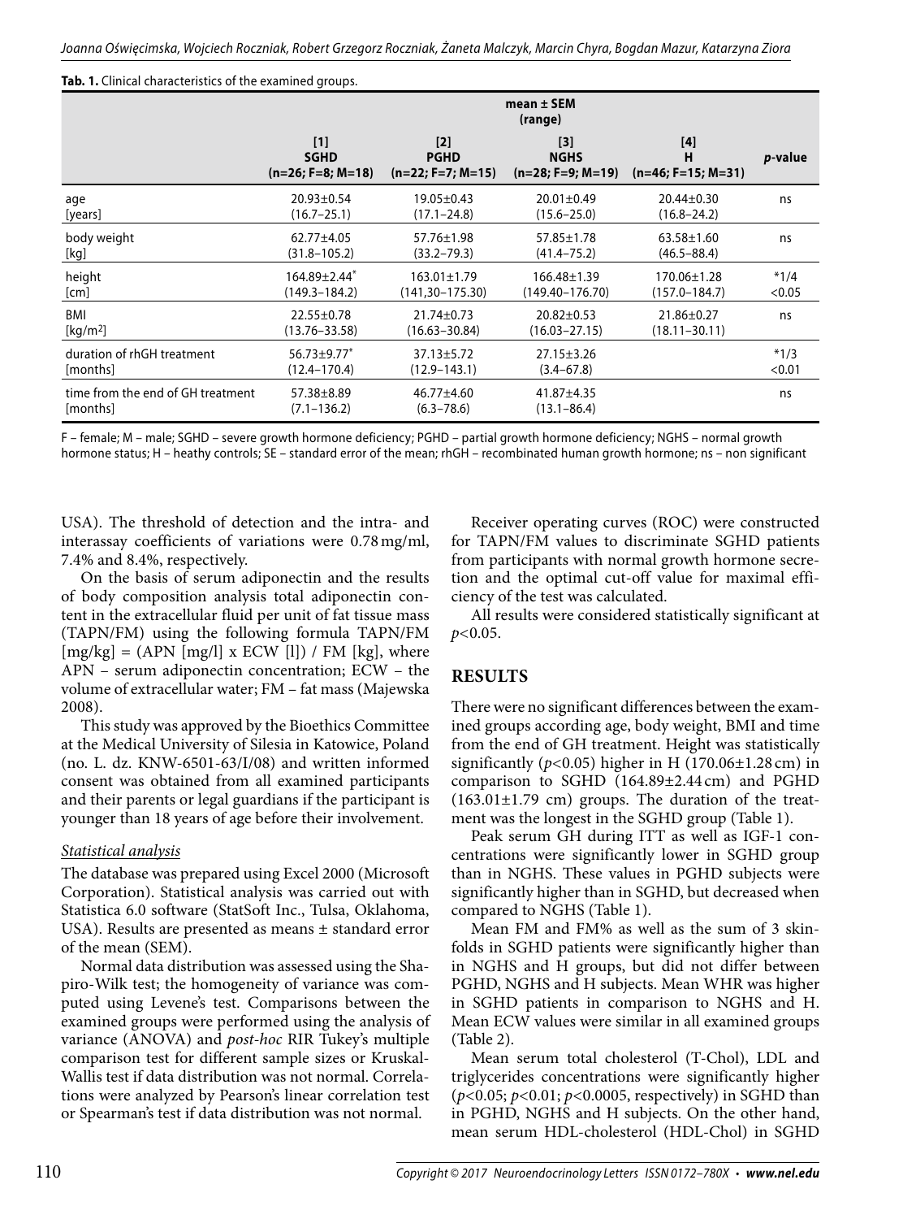**Tab. 1.** Clinical characteristics of the examined groups.

| | mean ± SEM (range) | | | | |
|---|---|---|---|---|---|
| | [1] SGHD (n=26; F=8; M=18) | [2] PGHD (n=22; F=7; M=15) | [3] NGHS (n=28; F=9; M=19) | [4] H (n=46; F=15; M=31) | *p*-value |
| age [years] | 20.93±0.54 (16.7–25.1) | 19.05±0.43 (17.1–24.8) | 20.01±0.49 (15.6–25.0) | 20.44±0.30 (16.8–24.2) | ns |
| body weight [kg] | 62.77±4.05 (31.8–105.2) | 57.76±1.98 (33.2–79.3) | 57.85±1.78 (41.4–75.2) | 63.58±1.60 (46.5–88.4) | ns |
| height [cm] | 164.89±2.44* (149.3–184.2) | 163.01±1.79 (141,30–175.30) | 166.48±1.39 (149.40–176.70) | 170.06±1.28 (157.0–184.7) | *1/4 <0.05 |
| BMI [kg/m²] | 22.55±0.78 (13.76–33.58) | 21.74±0.73 (16.63–30.84) | 20.82±0.53 (16.03–27.15) | 21.86±0.27 (18.11–30.11) | ns |
| duration of rhGH treatment [months] | 56.73±9.77* (12.4–170.4) | 37.13±5.72 (12.9–143.1) | 27.15±3.26 (3.4–67.8) | | *1/3 <0.01 |
| time from the end of GH treatment [months] | 57.38±8.89 (7.1–136.2) | 46.77±4.60 (6.3–78.6) | 41.87±4.35 (13.1–86.4) | | ns |

F – female; M – male; SGHD – severe growth hormone deficiency; PGHD – partial growth hormone deficiency; NGHS – normal growth hormone status; H – heathy controls; SE – standard error of the mean; rhGH – recombinated human growth hormone; ns – non significant

USA). The threshold of detection and the intra- and interassay coefficients of variations were 0.78 mg/ml, 7.4% and 8.4%, respectively.

On the basis of serum adiponectin and the results of body composition analysis total adiponectin content in the extracellular fluid per unit of fat tissue mass (TAPN/FM) using the following formula TAPN/FM [mg/kg] = (APN [mg/l] x ECW [l]) / FM [kg], where APN – serum adiponectin concentration; ECW – the volume of extracellular water; FM – fat mass (Majewska 2008).

This study was approved by the Bioethics Committee at the Medical University of Silesia in Katowice, Poland (no. L. dz. KNW-6501-63/I/08) and written informed consent was obtained from all examined participants and their parents or legal guardians if the participant is younger than 18 years of age before their involvement.

### *Statistical analysis*

The database was prepared using Excel 2000 (Microsoft Corporation). Statistical analysis was carried out with Statistica 6.0 software (StatSoft Inc., Tulsa, Oklahoma, USA). Results are presented as means ± standard error of the mean (SEM).

Normal data distribution was assessed using the Shapiro-Wilk test; the homogeneity of variance was computed using Levene's test. Comparisons between the examined groups were performed using the analysis of variance (ANOVA) and *post-hoc* RIR Tukey's multiple comparison test for different sample sizes or Kruskal-Wallis test if data distribution was not normal. Correlations were analyzed by Pearson's linear correlation test or Spearman's test if data distribution was not normal.

Receiver operating curves (ROC) were constructed for TAPN/FM values to discriminate SGHD patients from participants with normal growth hormone secretion and the optimal cut-off value for maximal efficiency of the test was calculated.

All results were considered statistically significant at $p<0.05$.

## RESULTS

There were no significant differences between the examined groups according age, body weight, BMI and time from the end of GH treatment. Height was statistically significantly ($p<0.05$) higher in H (170.06±1.28 cm) in comparison to SGHD (164.89±2.44 cm) and PGHD (163.01±1.79 cm) groups. The duration of the treatment was the longest in the SGHD group (Table 1).

Peak serum GH during ITT as well as IGF-1 concentrations were significantly lower in SGHD group than in NGHS. These values in PGHD subjects were significantly higher than in SGHD, but decreased when compared to NGHS (Table 1).

Mean FM and FM% as well as the sum of 3 skinfolds in SGHD patients were significantly higher than in NGHS and H groups, but did not differ between PGHD, NGHS and H subjects. Mean WHR was higher in SGHD patients in comparison to NGHS and H. Mean ECW values were similar in all examined groups (Table 2).

Mean serum total cholesterol (T-Chol), LDL and triglycerides concentrations were significantly higher ($p<0.05$; $p<0.01$; $p<0.0005$, respectively) in SGHD than in PGHD, NGHS and H subjects. On the other hand, mean serum HDL-cholesterol (HDL-Chol) in SGHD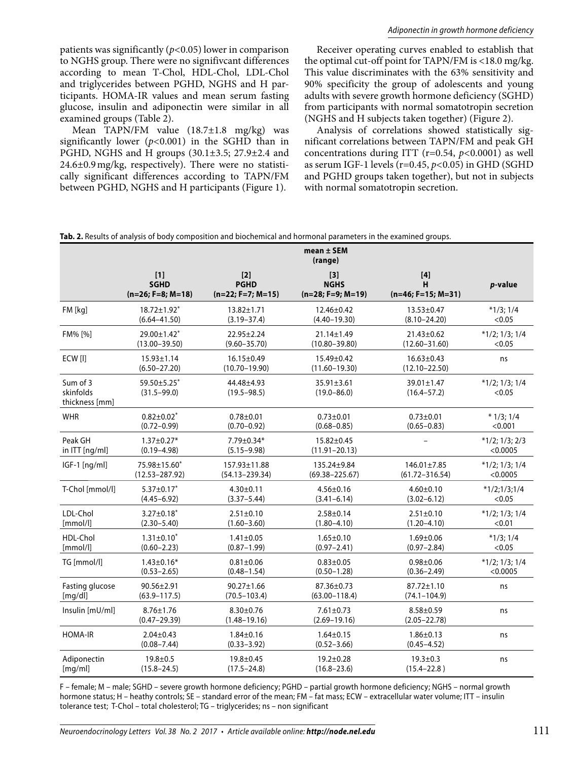patients was significantly ($p<0.05$) lower in comparison to NGHS group. There were no signifivcant differences according to mean T-Chol, HDL-Chol, LDL-Chol and triglycerides between PGHD, NGHS and H participants. HOMA-IR values and mean serum fasting glucose, insulin and adiponectin were similar in all examined groups (Table 2).

Mean TAPN/FM value (18.7±1.8 mg/kg) was significantly lower ($p<0.001$) in the SGHD than in PGHD, NGHS and H groups (30.1±3.5; 27.9±2.4 and 24.6±0.9 mg/kg, respectively). There were no statistically significant differences according to TAPN/FM between PGHD, NGHS and H participants (Figure 1).

Receiver operating curves enabled to establish that the optimal cut-off point for TAPN/FM is <18.0 mg/kg. This value discriminates with the 63% sensitivity and 90% specificity the group of adolescents and young adults with severe growth hormone deficiency (SGHD) from participants with normal somatotropin secretion (NGHS and H subjects taken together) (Figure 2).

Analysis of correlations showed statistically significant correlations between TAPN/FM and peak GH concentrations during ITT (r=0.54, $p<0.0001$) as well as serum IGF-1 levels (r=0.45, $p<0.05$) in GHD (SGHD and PGHD groups taken together), but not in subjects with normal somatotropin secretion.

**Tab. 2.** Results of analysis of body composition and biochemical and hormonal parameters in the examined groups.

| | mean ± SEM (range) | | | | |
|---|---|---|---|---|---|
| | [1] SGHD (n=26; F=8; M=18) | [2] PGHD (n=22; F=7; M=15) | [3] NGHS (n=28; F=9; M=19) | [4] H (n=46; F=15; M=31) | *p*-value |
| FM [kg] | 18.72±1.92* (6.64–41.50) | 13.82±1.71 (3.19–37.4) | 12.46±0.42 (4.40–19.30) | 13.53±0.47 (8.10–24.20) | *1/3; 1/4 <0.05 |
| FM% [%] | 29.00±1.42* (13.00–35.50) | 22.95±2.24 (9.60–35.70) | 21.14±1.49 (10.80–39.80) | 21.43±0.62 (12.60–31.60) | *1/2; 1/3; 1/4 <0.05 |
| ECW [l] | 15.93±1.14 (6.50–27.20) | 16.15±0.49 (10.70–19.90) | 15.49±0.42 (11.60–19.30) | 16.63±0.43 (12.10–22.50) | ns |
| Sum of 3 skinfolds thickness [mm] | 59.50±5.25* (31.5–99.0) | 44.48±4.93 (19.5–98.5) | 35.91±3.61 (19.0–86.0) | 39.01±1.47 (16.4–57.2) | *1/2; 1/3; 1/4 <0.05 |
| WHR | 0.82±0.02* (0.72–0.99) | 0.78±0.01 (0.70–0.92) | 0.73±0.01 (0.68–0.85) | 0.73±0.01 (0.65–0.83) | * 1/3; 1/4 <0.001 |
| Peak GH in ITT [ng/ml] | 1.37±0.27* (0.19–4.98) | 7.79±0.34* (5.15–9.98) | 15.82±0.45 (11.91–20.13) | – | *1/2; 1/3; 2/3 <0.0005 |
| IGF-1 [ng/ml] | 75.98±15.60* (12.53–287.92) | 157.93±11.88 (54.13–239.34) | 135.24±9.84 (69.38–225.67) | 146.01±7.85 (61.72–316.54) | *1/2; 1/3; 1/4 <0.0005 |
| T-Chol [mmol/l] | 5.37±0.17* (4.45–6.92) | 4.30±0.11 (3.37–5.44) | 4.56±0.16 (3.41–6.14) | 4.60±0.10 (3.02–6.12) | *1/2;1/3;1/4 <0.05 |
| LDL-Chol [mmol/l] | 3.27±0.18* (2.30–5.40) | 2.51±0.10 (1.60–3.60) | 2.58±0.14 (1.80–4.10) | 2.51±0.10 (1.20–4.10) | *1/2; 1/3; 1/4 <0.01 |
| HDL-Chol [mmol/l] | 1.31±0.10* (0.60–2.23) | 1.41±0.05 (0.87–1.99) | 1.65±0.10 (0.97–2.41) | 1.69±0.06 (0.97–2.84) | *1/3; 1/4 <0.05 |
| TG [mmol/l] | 1.43±0.16* (0.53–2.65) | 0.81±0.06 (0.48–1.54) | 0.83±0.05 (0.50–1.28) | 0.98±0.06 (0.36–2.49) | *1/2; 1/3; 1/4 <0.0005 |
| Fasting glucose [mg/dl] | 90.56±2.91 (63.9–117.5) | 90.27±1.66 (70.5–103.4) | 87.36±0.73 (63.00–118.4) | 87.72±1.10 (74.1–104.9) | ns |
| Insulin [mU/ml] | 8.76±1.76 (0.47–29.39) | 8.30±0.76 (1.48–19.16) | 7.61±0.73 (2.69–19.16) | 8.58±0.59 (2.05–22.78) | ns |
| HOMA-IR | 2.04±0.43 (0.08–7.44) | 1.84±0.16 (0.33–3.92) | 1.64±0.15 (0.52–3.66) | 1.86±0.13 (0.45–4.52) | ns |
| Adiponectin [mg/ml] | 19.8±0.5 (15.8–24.5) | 19.8±0.45 (17.5–24.8) | 19.2±0.28 (16.8–23.6) | 19.3±0.3 (15.4–22.8 ) | ns |

F – female; M – male; SGHD – severe growth hormone deficiency; PGHD – partial growth hormone deficiency; NGHS – normal growth hormone status; H – heathy controls; SE – standard error of the mean; FM – fat mass; ECW – extracellular water volume; ITT – insulin tolerance test; T-Chol – total cholesterol; TG – triglycerides; ns – non significant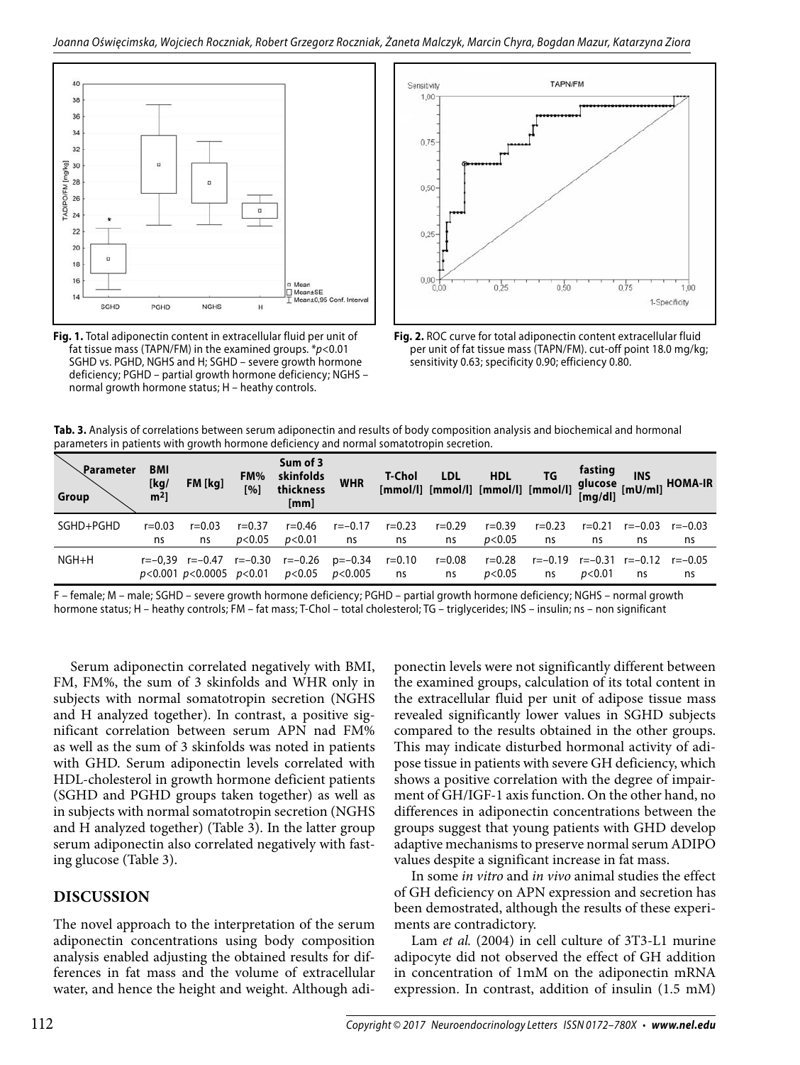**Fig. 1.** Total adiponectin content in extracellular fluid per unit of fat tissue mass (TAPN/FM) in the examined groups. *$p<0.01$ SGHD vs. PGHD, NGHS and H; SGHD – severe growth hormone deficiency; PGHD – partial growth hormone deficiency; NGHS – normal growth hormone status; H – heathy controls.

**Fig. 2.** ROC curve for total adiponectin content extracellular fluid per unit of fat tissue mass (TAPN/FM). cut-off point 18.0 mg/kg; sensitivity 0.63; specificity 0.90; efficiency 0.80.

**Tab. 3.** Analysis of correlations between serum adiponectin and results of body composition analysis and biochemical and hormonal parameters in patients with growth hormone deficiency and normal somatotropin secretion.

| Parameter / Group | BMI [kg/m²] | FM [kg] | FM% [%] | Sum of 3 skinfolds thickness [mm] | WHR | T-Chol [mmol/l] | LDL [mmol/l] | HDL [mmol/l] | TG [mmol/l] | fasting glucose [mg/dl] | INS [mU/ml] | HOMA-IR |
|---|---|---|---|---|---|---|---|---|---|---|---|---|
| SGHD+PGHD | r=0.03 ns | r=0.03 ns | r=0.37 $p<0.05$ | r=0.46 $p<0.01$ | r=−0.17 ns | r=0.23 ns | r=0.29 ns | r=0.39 $p<0.05$ | r=0.23 ns | r=0.21 ns | r=−0.03 ns | r=−0.03 ns |
| NGH+H | r=−0,39 $p<0.001$ | r=−0.47 $p<0.0005$ | r=−0.30 $p<0.01$ | r=−0.26 $p<0.05$ | p=−0.34 $p<0.005$ | r=0.10 ns | r=0.08 ns | r=0.28 $p<0.05$ | r=−0.19 ns | r=−0.31 $p<0.01$ | r=−0.12 ns | r=−0.05 ns |

F – female; M – male; SGHD – severe growth hormone deficiency; PGHD – partial growth hormone deficiency; NGHS – normal growth hormone status; H – heathy controls; FM – fat mass; T-Chol – total cholesterol; TG – triglycerides; INS – insulin; ns – non significant

Serum adiponectin correlated negatively with BMI, FM, FM%, the sum of 3 skinfolds and WHR only in subjects with normal somatotropin secretion (NGHS and H analyzed together). In contrast, a positive significant correlation between serum APN nad FM% as well as the sum of 3 skinfolds was noted in patients with GHD. Serum adiponectin levels correlated with HDL-cholesterol in growth hormone deficient patients (SGHD and PGHD groups taken together) as well as in subjects with normal somatotropin secretion (NGHS and H analyzed together) (Table 3). In the latter group serum adiponectin also correlated negatively with fasting glucose (Table 3).

## DISCUSSION

The novel approach to the interpretation of the serum adiponectin concentrations using body composition analysis enabled adjusting the obtained results for differences in fat mass and the volume of extracellular water, and hence the height and weight. Although adiponectin levels were not significantly different between the examined groups, calculation of its total content in the extracellular fluid per unit of adipose tissue mass revealed significantly lower values in SGHD subjects compared to the results obtained in the other groups. This may indicate disturbed hormonal activity of adipose tissue in patients with severe GH deficiency, which shows a positive correlation with the degree of impairment of GH/IGF-1 axis function. On the other hand, no differences in adiponectin concentrations between the groups suggest that young patients with GHD develop adaptive mechanisms to preserve normal serum ADIPO values despite a significant increase in fat mass.

In some *in vitro* and *in vivo* animal studies the effect of GH deficiency on APN expression and secretion has been demostrated, although the results of these experiments are contradictory.

Lam *et al.* (2004) in cell culture of 3T3-L1 murine adipocyte did not observed the effect of GH addition in concentration of 1mM on the adiponectin mRNA expression. In contrast, addition of insulin (1.5 mM)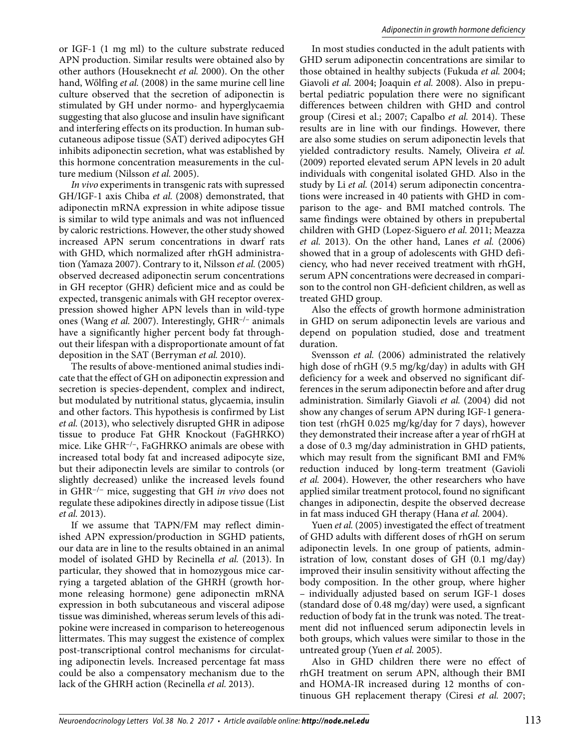or IGF-1 (1 mg ml) to the culture substrate reduced APN production. Similar results were obtained also by other authors (Houseknecht *et al.* 2000). On the other hand, Wőlfing *et al.* (2008) in the same murine cell line culture observed that the secretion of adiponectin is stimulated by GH under normo- and hyperglycaemia suggesting that also glucose and insulin have significant and interfering effects on its production. In human subcutaneous adipose tissue (SAT) derived adipocytes GH inhibits adiponectin secretion, what was established by this hormone concentration measurements in the culture medium (Nilsson *et al.* 2005).

*In vivo* experiments in transgenic rats with supressed GH/IGF-1 axis Chiba *et al.* (2008) demonstrated, that adiponectin mRNA expression in white adipose tissue is similar to wild type animals and was not influenced by caloric restrictions. However, the other study showed increased APN serum concentrations in dwarf rats with GHD, which normalized after rhGH administration (Yamaza 2007). Contrary to it, Nilsson *et al.* (2005) observed decreased adiponectin serum concentrations in GH receptor (GHR) deficient mice and as could be expected, transgenic animals with GH receptor overexpression showed higher APN levels than in wild-type ones (Wang *et al.* 2007). Interestingly, $GHR^{-/-}$ animals have a significantly higher percent body fat throughout their lifespan with a disproportionate amount of fat deposition in the SAT (Berryman *et al.* 2010).

The results of above-mentioned animal studies indicate that the effect of GH on adiponectin expression and secretion is species-dependent, complex and indirect, but modulated by nutritional status, glycaemia, insulin and other factors. This hypothesis is confirmed by List *et al.* (2013), who selectively disrupted GHR in adipose tissue to produce Fat GHR Knockout (FaGHRKO) mice. Like $GHR^{-/-}$, FaGHRKO animals are obese with increased total body fat and increased adipocyte size, but their adiponectin levels are similar to controls (or slightly decreased) unlike the increased levels found in $GHR^{-/-}$ mice, suggesting that GH *in vivo* does not regulate these adipokines directly in adipose tissue (List *et al.* 2013).

If we assume that TAPN/FM may reflect diminished APN expression/production in SGHD patients, our data are in line to the results obtained in an animal model of isolated GHD by Recinella *et al.* (2013). In particular, they showed that in homozygous mice carrying a targeted ablation of the GHRH (growth hormone releasing hormone) gene adiponectin mRNA expression in both subcutaneous and visceral adipose tissue was diminished, whereas serum levels of this adipokine were increased in comparison to hetereogenous littermates. This may suggest the existence of complex post-transcriptional control mechanisms for circulating adiponectin levels. Increased percentage fat mass could be also a compensatory mechanism due to the lack of the GHRH action (Recinella *et al.* 2013).

In most studies conducted in the adult patients with GHD serum adiponectin concentrations are similar to those obtained in healthy subjects (Fukuda *et al.* 2004; Giavoli *et al.* 2004; Joaquin *et al.* 2008). Also in prepubertal pediatric population there were no significant differences between children with GHD and control group (Ciresi et al.; 2007; Capalbo *et al.* 2014). These results are in line with our findings. However, there are also some studies on serum adiponectin levels that yielded contradictory results. Namely, Oliveira *et al.* (2009) reported elevated serum APN levels in 20 adult individuals with congenital isolated GHD. Also in the study by Li *et al.* (2014) serum adiponectin concentrations were increased in 40 patients with GHD in comparison to the age- and BMI matched controls. The same findings were obtained by others in prepubertal children with GHD (Lopez-Siguero *et al.* 2011; Meazza *et al.* 2013). On the other hand, Lanes *et al.* (2006) showed that in a group of adolescents with GHD deficiency, who had never received treatment with rhGH, serum APN concentrations were decreased in comparison to the control non GH-deficient children, as well as treated GHD group.

Also the effects of growth hormone administration in GHD on serum adiponectin levels are various and depend on population studied, dose and treatment duration.

Svensson *et al.* (2006) administrated the relatively high dose of rhGH (9.5 mg/kg/day) in adults with GH deficiency for a week and observed no significant differences in the serum adiponectin before and after drug administration. Similarly Giavoli *et al.* (2004) did not show any changes of serum APN during IGF-1 generation test (rhGH 0.025 mg/kg/day for 7 days), however they demonstrated their increase after a year of rhGH at a dose of 0.3 mg/day administration in GHD patients, which may result from the significant BMI and FM% reduction induced by long-term treatment (Gavioli *et al.* 2004). However, the other researchers who have applied similar treatment protocol, found no significant changes in adiponectin, despite the observed decrease in fat mass induced GH therapy (Hana *et al.* 2004).

Yuen *et al.* (2005) investigated the effect of treatment of GHD adults with different doses of rhGH on serum adiponectin levels. In one group of patients, administration of low, constant doses of GH (0.1 mg/day) improved their insulin sensitivity without affecting the body composition. In the other group, where higher – individually adjusted based on serum IGF-1 doses (standard dose of 0.48 mg/day) were used, a signficant reduction of body fat in the trunk was noted. The treatment did not influenced serum adiponectin levels in both groups, which values were similar to those in the untreated group (Yuen *et al.* 2005).

Also in GHD children there were no effect of rhGH treatment on serum APN, although their BMI and HOMA-IR increased during 12 months of continuous GH replacement therapy (Ciresi *et al.* 2007;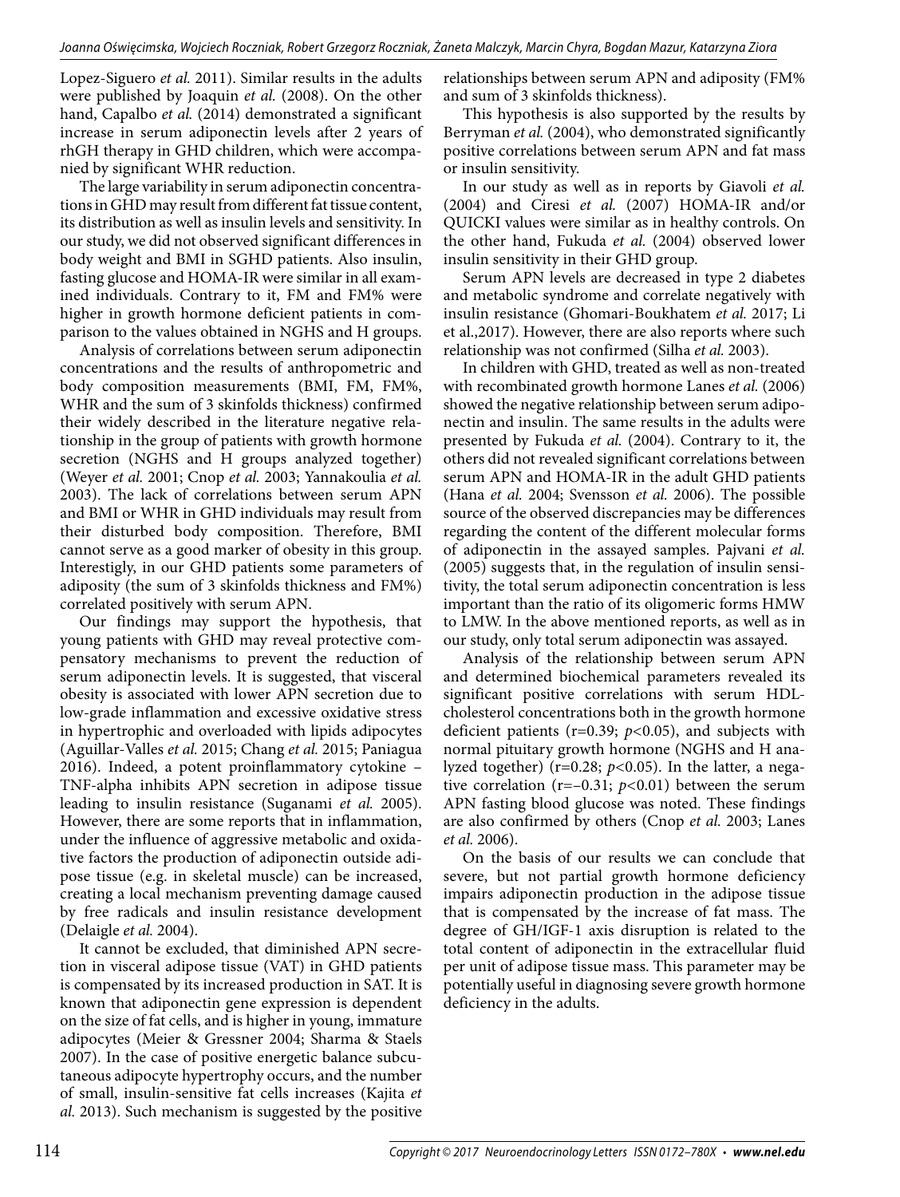Lopez-Siguero *et al.* 2011). Similar results in the adults were published by Joaquin *et al.* (2008). On the other hand, Capalbo *et al.* (2014) demonstrated a significant increase in serum adiponectin levels after 2 years of rhGH therapy in GHD children, which were accompanied by significant WHR reduction.

The large variability in serum adiponectin concentrations in GHD may result from different fat tissue content, its distribution as well as insulin levels and sensitivity. In our study, we did not observed significant differences in body weight and BMI in SGHD patients. Also insulin, fasting glucose and HOMA-IR were similar in all examined individuals. Contrary to it, FM and FM% were higher in growth hormone deficient patients in comparison to the values obtained in NGHS and H groups.

Analysis of correlations between serum adiponectin concentrations and the results of anthropometric and body composition measurements (BMI, FM, FM%, WHR and the sum of 3 skinfolds thickness) confirmed their widely described in the literature negative relationship in the group of patients with growth hormone secretion (NGHS and H groups analyzed together) (Weyer *et al.* 2001; Cnop *et al.* 2003; Yannakoulia *et al.* 2003). The lack of correlations between serum APN and BMI or WHR in GHD individuals may result from their disturbed body composition. Therefore, BMI cannot serve as a good marker of obesity in this group. Interestigly, in our GHD patients some parameters of adiposity (the sum of 3 skinfolds thickness and FM%) correlated positively with serum APN.

Our findings may support the hypothesis, that young patients with GHD may reveal protective compensatory mechanisms to prevent the reduction of serum adiponectin levels. It is suggested, that visceral obesity is associated with lower APN secretion due to low-grade inflammation and excessive oxidative stress in hypertrophic and overloaded with lipids adipocytes (Aguillar-Valles *et al.* 2015; Chang *et al.* 2015; Paniagua 2016). Indeed, a potent proinflammatory cytokine – TNF-alpha inhibits APN secretion in adipose tissue leading to insulin resistance (Suganami *et al.* 2005). However, there are some reports that in inflammation, under the influence of aggressive metabolic and oxidative factors the production of adiponectin outside adipose tissue (e.g. in skeletal muscle) can be increased, creating a local mechanism preventing damage caused by free radicals and insulin resistance development (Delaigle *et al.* 2004).

It cannot be excluded, that diminished APN secretion in visceral adipose tissue (VAT) in GHD patients is compensated by its increased production in SAT. It is known that adiponectin gene expression is dependent on the size of fat cells, and is higher in young, immature adipocytes (Meier & Gressner 2004; Sharma & Staels 2007). In the case of positive energetic balance subcutaneous adipocyte hypertrophy occurs, and the number of small, insulin-sensitive fat cells increases (Kajita *et al.* 2013). Such mechanism is suggested by the positive relationships between serum APN and adiposity (FM% and sum of 3 skinfolds thickness).

This hypothesis is also supported by the results by Berryman *et al.* (2004), who demonstrated significantly positive correlations between serum APN and fat mass or insulin sensitivity.

In our study as well as in reports by Giavoli *et al.* (2004) and Ciresi *et al.* (2007) HOMA-IR and/or QUICKI values were similar as in healthy controls. On the other hand, Fukuda *et al.* (2004) observed lower insulin sensitivity in their GHD group.

Serum APN levels are decreased in type 2 diabetes and metabolic syndrome and correlate negatively with insulin resistance (Ghomari-Boukhatem *et al.* 2017; Li et al.,2017). However, there are also reports where such relationship was not confirmed (Silha *et al.* 2003).

In children with GHD, treated as well as non-treated with recombinated growth hormone Lanes *et al.* (2006) showed the negative relationship between serum adiponectin and insulin. The same results in the adults were presented by Fukuda *et al.* (2004). Contrary to it, the others did not revealed significant correlations between serum APN and HOMA-IR in the adult GHD patients (Hana *et al.* 2004; Svensson *et al.* 2006). The possible source of the observed discrepancies may be differences regarding the content of the different molecular forms of adiponectin in the assayed samples. Pajvani *et al.* (2005) suggests that, in the regulation of insulin sensitivity, the total serum adiponectin concentration is less important than the ratio of its oligomeric forms HMW to LMW. In the above mentioned reports, as well as in our study, only total serum adiponectin was assayed.

Analysis of the relationship between serum APN and determined biochemical parameters revealed its significant positive correlations with serum HDL-cholesterol concentrations both in the growth hormone deficient patients ($r=0.39$; $p<0.05$), and subjects with normal pituitary growth hormone (NGHS and H analyzed together) ($r=0.28$; $p<0.05$). In the latter, a negative correlation ($r=-0.31$; $p<0.01$) between the serum APN fasting blood glucose was noted. These findings are also confirmed by others (Cnop *et al.* 2003; Lanes *et al.* 2006).

On the basis of our results we can conclude that severe, but not partial growth hormone deficiency impairs adiponectin production in the adipose tissue that is compensated by the increase of fat mass. The degree of GH/IGF-1 axis disruption is related to the total content of adiponectin in the extracellular fluid per unit of adipose tissue mass. This parameter may be potentially useful in diagnosing severe growth hormone deficiency in the adults.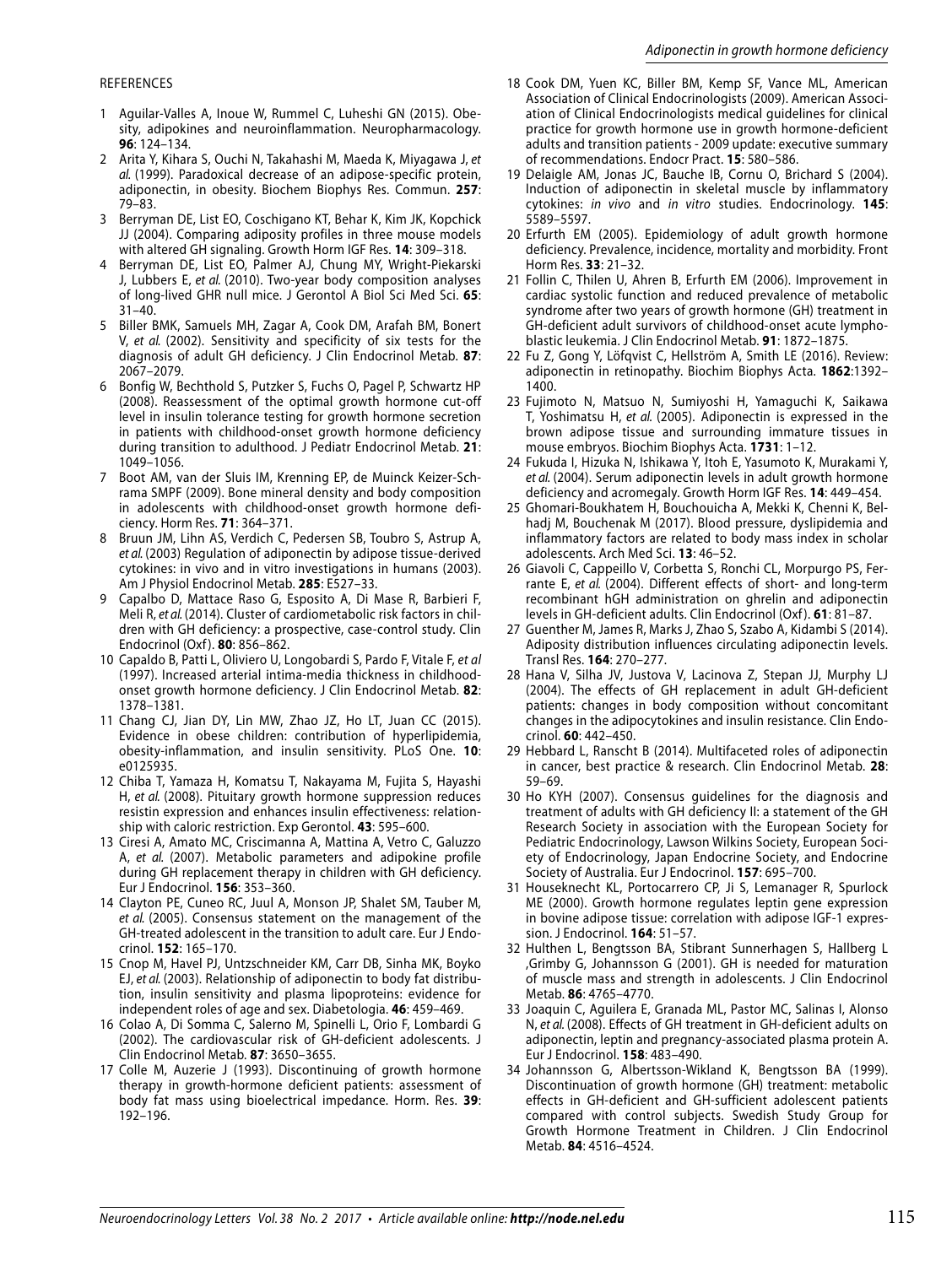REFERENCES

1 Aguilar-Valles A, Inoue W, Rummel C, Luheshi GN (2015). Obesity, adipokines and neuroinflammation. Neuropharmacology. **96**: 124–134.
2 Arita Y, Kihara S, Ouchi N, Takahashi M, Maeda K, Miyagawa J, *et al.* (1999). Paradoxical decrease of an adipose-specific protein, adiponectin, in obesity. Biochem Biophys Res. Commun. **257**: 79–83.
3 Berryman DE, List EO, Coschigano KT, Behar K, Kim JK, Kopchick JJ (2004). Comparing adiposity profiles in three mouse models with altered GH signaling. Growth Horm IGF Res. **14**: 309–318.
4 Berryman DE, List EO, Palmer AJ, Chung MY, Wright-Piekarski J, Lubbers E, *et al.* (2010). Two-year body composition analyses of long-lived GHR null mice. J Gerontol A Biol Sci Med Sci. **65**: 31–40.
5 Biller BMK, Samuels MH, Zagar A, Cook DM, Arafah BM, Bonert V, *et al.* (2002). Sensitivity and specificity of six tests for the diagnosis of adult GH deficiency. J Clin Endocrinol Metab. **87**: 2067–2079.
6 Bonfig W, Bechthold S, Putzker S, Fuchs O, Pagel P, Schwartz HP (2008). Reassessment of the optimal growth hormone cut-off level in insulin tolerance testing for growth hormone secretion in patients with childhood-onset growth hormone deficiency during transition to adulthood. J Pediatr Endocrinol Metab. **21**: 1049–1056.
7 Boot AM, van der Sluis IM, Krenning EP, de Muinck Keizer-Schrama SMPF (2009). Bone mineral density and body composition in adolescents with childhood-onset growth hormone deficiency. Horm Res. **71**: 364–371.
8 Bruun JM, Lihn AS, Verdich C, Pedersen SB, Toubro S, Astrup A, *et al.* (2003) Regulation of adiponectin by adipose tissue-derived cytokines: in vivo and in vitro investigations in humans (2003). Am J Physiol Endocrinol Metab. **285**: E527–33.
9 Capalbo D, Mattace Raso G, Esposito A, Di Mase R, Barbieri F, Meli R, *et al.* (2014). Cluster of cardiometabolic risk factors in children with GH deficiency: a prospective, case-control study. Clin Endocrinol (Oxf). **80**: 856–862.
10 Capaldo B, Patti L, Oliviero U, Longobardi S, Pardo F, Vitale F, *et al* (1997). Increased arterial intima-media thickness in childhood-onset growth hormone deficiency. J Clin Endocrinol Metab. **82**: 1378–1381.
11 Chang CJ, Jian DY, Lin MW, Zhao JZ, Ho LT, Juan CC (2015). Evidence in obese children: contribution of hyperlipidemia, obesity-inflammation, and insulin sensitivity. PLoS One. **10**: e0125935.
12 Chiba T, Yamaza H, Komatsu T, Nakayama M, Fujita S, Hayashi H, *et al.* (2008). Pituitary growth hormone suppression reduces resistin expression and enhances insulin effectiveness: relationship with caloric restriction. Exp Gerontol. **43**: 595–600.
13 Ciresi A, Amato MC, Criscimanna A, Mattina A, Vetro C, Galuzzo A, *et al.* (2007). Metabolic parameters and adipokine profile during GH replacement therapy in children with GH deficiency. Eur J Endocrinol. **156**: 353–360.
14 Clayton PE, Cuneo RC, Juul A, Monson JP, Shalet SM, Tauber M, *et al.* (2005). Consensus statement on the management of the GH-treated adolescent in the transition to adult care. Eur J Endocrinol. **152**: 165–170.
15 Cnop M, Havel PJ, Untzschneider KM, Carr DB, Sinha MK, Boyko EJ, *et al.* (2003). Relationship of adiponectin to body fat distribution, insulin sensitivity and plasma lipoproteins: evidence for independent roles of age and sex. Diabetologia. **46**: 459–469.
16 Colao A, Di Somma C, Salerno M, Spinelli L, Orio F, Lombardi G (2002). The cardiovascular risk of GH-deficient adolescents. J Clin Endocrinol Metab. **87**: 3650–3655.
17 Colle M, Auzerie J (1993). Discontinuing of growth hormone therapy in growth-hormone deficient patients: assessment of body fat mass using bioelectrical impedance. Horm. Res. **39**: 192–196.
18 Cook DM, Yuen KC, Biller BM, Kemp SF, Vance ML, American Association of Clinical Endocrinologists (2009). American Association of Clinical Endocrinologists medical guidelines for clinical practice for growth hormone use in growth hormone-deficient adults and transition patients - 2009 update: executive summary of recommendations. Endocr Pract. **15**: 580–586.
19 Delaigle AM, Jonas JC, Bauche IB, Cornu O, Brichard S (2004). Induction of adiponectin in skeletal muscle by inflammatory cytokines: *in vivo* and *in vitro* studies. Endocrinology. **145**: 5589–5597.
20 Erfurth EM (2005). Epidemiology of adult growth hormone deficiency. Prevalence, incidence, mortality and morbidity. Front Horm Res. **33**: 21–32.
21 Follin C, Thilen U, Ahren B, Erfurth EM (2006). Improvement in cardiac systolic function and reduced prevalence of metabolic syndrome after two years of growth hormone (GH) treatment in GH-deficient adult survivors of childhood-onset acute lymphoblastic leukemia. J Clin Endocrinol Metab. **91**: 1872–1875.
22 Fu Z, Gong Y, Löfqvist C, Hellström A, Smith LE (2016). Review: adiponectin in retinopathy. Biochim Biophys Acta. **1862**:1392–1400.
23 Fujimoto N, Matsuo N, Sumiyoshi H, Yamaguchi K, Saikawa T, Yoshimatsu H, *et al.* (2005). Adiponectin is expressed in the brown adipose tissue and surrounding immature tissues in mouse embryos. Biochim Biophys Acta. **1731**: 1–12.
24 Fukuda I, Hizuka N, Ishikawa Y, Itoh E, Yasumoto K, Murakami Y, *et al.* (2004). Serum adiponectin levels in adult growth hormone deficiency and acromegaly. Growth Horm IGF Res. **14**: 449–454.
25 Ghomari-Boukhatem H, Bouchouicha A, Mekki K, Chenni K, Belhadj M, Bouchenak M (2017). Blood pressure, dyslipidemia and inflammatory factors are related to body mass index in scholar adolescents. Arch Med Sci. **13**: 46–52.
26 Giavoli C, Cappeillo V, Corbetta S, Ronchi CL, Morpurgo PS, Ferrante E, *et al.* (2004). Different effects of short- and long-term recombinant hGH administration on ghrelin and adiponectin levels in GH-deficient adults. Clin Endocrinol (Oxf). **61**: 81–87.
27 Guenther M, James R, Marks J, Zhao S, Szabo A, Kidambi S (2014). Adiposity distribution influences circulating adiponectin levels. Transl Res. **164**: 270–277.
28 Hana V, Silha JV, Justova V, Lacinova Z, Stepan JJ, Murphy LJ (2004). The effects of GH replacement in adult GH-deficient patients: changes in body composition without concomitant changes in the adipocytokines and insulin resistance. Clin Endocrinol. **60**: 442–450.
29 Hebbard L, Ranscht B (2014). Multifaceted roles of adiponectin in cancer, best practice & research. Clin Endocrinol Metab. **28**: 59–69.
30 Ho KYH (2007). Consensus guidelines for the diagnosis and treatment of adults with GH deficiency II: a statement of the GH Research Society in association with the European Society for Pediatric Endocrinology, Lawson Wilkins Society, European Society of Endocrinology, Japan Endocrine Society, and Endocrine Society of Australia. Eur J Endocrinol. **157**: 695–700.
31 Houseknecht KL, Portocarrero CP, Ji S, Lemanager R, Spurlock ME (2000). Growth hormone regulates leptin gene expression in bovine adipose tissue: correlation with adipose IGF-1 expression. J Endocrinol. **164**: 51–57.
32 Hulthen L, Bengtsson BA, Stibrant Sunnerhagen S, Hallberg L ,Grimby G, Johannsson G (2001). GH is needed for maturation of muscle mass and strength in adolescents. J Clin Endocrinol Metab. **86**: 4765–4770.
33 Joaquin C, Aguilera E, Granada ML, Pastor MC, Salinas I, Alonso N, *et al.* (2008). Effects of GH treatment in GH-deficient adults on adiponectin, leptin and pregnancy-associated plasma protein A. Eur J Endocrinol. **158**: 483–490.
34 Johannsson G, Albertsson-Wikland K, Bengtsson BA (1999). Discontinuation of growth hormone (GH) treatment: metabolic effects in GH-deficient and GH-sufficient adolescent patients compared with control subjects. Swedish Study Group for Growth Hormone Treatment in Children. J Clin Endocrinol Metab. **84**: 4516–4524.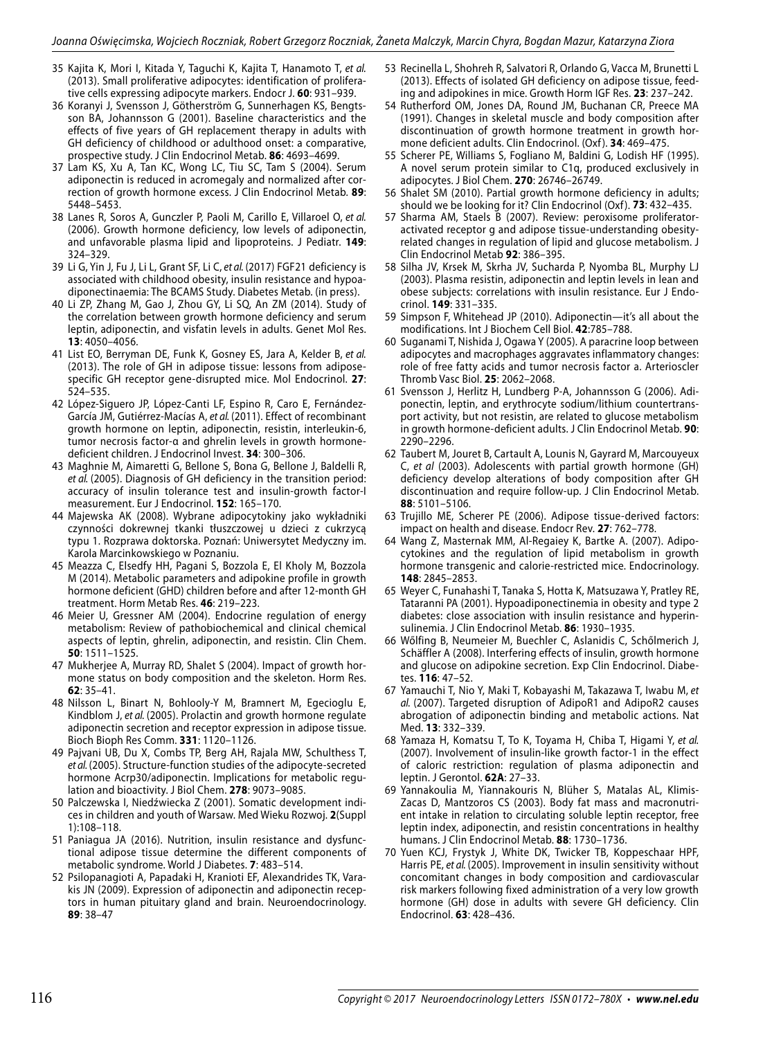35 Kajita K, Mori I, Kitada Y, Taguchi K, Kajita T, Hanamoto T, *et al.* (2013). Small proliferative adipocytes: identification of proliferative cells expressing adipocyte markers. Endocr J. **60**: 931–939.

36 Koranyi J, Svensson J, Götherström G, Sunnerhagen KS, Bengtsson BA, Johannsson G (2001). Baseline characteristics and the effects of five years of GH replacement therapy in adults with GH deficiency of childhood or adulthood onset: a comparative, prospective study. J Clin Endocrinol Metab. **86**: 4693–4699.

37 Lam KS, Xu A, Tan KC, Wong LC, Tiu SC, Tam S (2004). Serum adiponectin is reduced in acromegaly and normalized after correction of growth hormone excess. J Clin Endocrinol Metab. **89**: 5448–5453.

38 Lanes R, Soros A, Gunczler P, Paoli M, Carillo E, Villaroel O, *et al.* (2006). Growth hormone deficiency, low levels of adiponectin, and unfavorable plasma lipid and lipoproteins. J Pediatr. **149**: 324–329.

39 Li G, Yin J, Fu J, Li L, Grant SF, Li C, *et al.* (2017) FGF21 deficiency is associated with childhood obesity, insulin resistance and hypoadiponectinaemia: The BCAMS Study. Diabetes Metab. (in press).

40 Li ZP, Zhang M, Gao J, Zhou GY, Li SQ, An ZM (2014). Study of the correlation between growth hormone deficiency and serum leptin, adiponectin, and visfatin levels in adults. Genet Mol Res. **13**: 4050–4056.

41 List EO, Berryman DE, Funk K, Gosney ES, Jara A, Kelder B, *et al.* (2013). The role of GH in adipose tissue: lessons from adipose-specific GH receptor gene-disrupted mice. Mol Endocrinol. **27**: 524–535.

42 López-Siguero JP, López-Canti LF, Espino R, Caro E, Fernández-García JM, Gutiérrez-Macías A, *et al.* (2011). Effect of recombinant growth hormone on leptin, adiponectin, resistin, interleukin-6, tumor necrosis factor-α and ghrelin levels in growth hormone-deficient children. J Endocrinol Invest. **34**: 300–306.

43 Maghnie M, Aimaretti G, Bellone S, Bona G, Bellone J, Baldelli R, *et al.* (2005). Diagnosis of GH deficiency in the transition period: accuracy of insulin tolerance test and insulin-growth factor-I measurement. Eur J Endocrinol. **152**: 165–170.

44 Majewska AK (2008). Wybrane adipocytokiny jako wykładniki czynności dokrewnej tkanki tłuszczowej u dzieci z cukrzycą typu 1. Rozprawa doktorska. Poznań: Uniwersytet Medyczny im. Karola Marcinkowskiego w Poznaniu.

45 Meazza C, Elsedfy HH, Pagani S, Bozzola E, El Kholy M, Bozzola M (2014). Metabolic parameters and adipokine profile in growth hormone deficient (GHD) children before and after 12-month GH treatment. Horm Metab Res. **46**: 219–223.

46 Meier U, Gressner AM (2004). Endocrine regulation of energy metabolism: Review of pathobiochemical and clinical chemical aspects of leptin, ghrelin, adiponectin, and resistin. Clin Chem. **50**: 1511–1525.

47 Mukherjee A, Murray RD, Shalet S (2004). Impact of growth hormone status on body composition and the skeleton. Horm Res. **62**: 35–41.

48 Nilsson L, Binart N, Bohlooly-Y M, Bramnert M, Egecioglu E, Kindblom J, *et al.* (2005). Prolactin and growth hormone regulate adiponectin secretion and receptor expression in adipose tissue. Bioch Bioph Res Comm. **331**: 1120–1126.

49 Pajvani UB, Du X, Combs TP, Berg AH, Rajala MW, Schulthess T, *et al.* (2005). Structure-function studies of the adipocyte-secreted hormone Acrp30/adiponectin. Implications for metabolic regulation and bioactivity. J Biol Chem. **278**: 9073–9085.

50 Palczewska I, Niedźwiecka Z (2001). Somatic development indices in children and youth of Warsaw. Med Wieku Rozwoj. **2**(Suppl 1):108–118.

51 Paniagua JA (2016). Nutrition, insulin resistance and dysfunctional adipose tissue determine the different components of metabolic syndrome. World J Diabetes. **7**: 483–514.

52 Psilopanagioti A, Papadaki H, Kranioti EF, Alexandrides TK, Varakis JN (2009). Expression of adiponectin and adiponectin receptors in human pituitary gland and brain. Neuroendocrinology. **89**: 38–47

53 Recinella L, Shohreh R, Salvatori R, Orlando G, Vacca M, Brunetti L (2013). Effects of isolated GH deficiency on adipose tissue, feeding and adipokines in mice. Growth Horm IGF Res. **23**: 237–242.

54 Rutherford OM, Jones DA, Round JM, Buchanan CR, Preece MA (1991). Changes in skeletal muscle and body composition after discontinuation of growth hormone treatment in growth hormone deficient adults. Clin Endocrinol. (Oxf). **34**: 469–475.

55 Scherer PE, Williams S, Fogliano M, Baldini G, Lodish HF (1995). A novel serum protein similar to C1q, produced exclusively in adipocytes. J Biol Chem. **270**: 26746–26749.

56 Shalet SM (2010). Partial growth hormone deficiency in adults; should we be looking for it? Clin Endocrinol (Oxf). **73**: 432–435.

57 Sharma AM, Staels B (2007). Review: peroxisome proliferator-activated receptor g and adipose tissue-understanding obesity-related changes in regulation of lipid and glucose metabolism. J Clin Endocrinol Metab **92**: 386–395.

58 Silha JV, Krsek M, Skrha JV, Sucharda P, Nyomba BL, Murphy LJ (2003). Plasma resistin, adiponectin and leptin levels in lean and obese subjects: correlations with insulin resistance. Eur J Endocrinol. **149**: 331–335.

59 Simpson F, Whitehead JP (2010). Adiponectin—it's all about the modifications. Int J Biochem Cell Biol. **42**:785–788.

60 Suganami T, Nishida J, Ogawa Y (2005). A paracrine loop between adipocytes and macrophages aggravates inflammatory changes: role of free fatty acids and tumor necrosis factor a. Arterioscler Thromb Vasc Biol. **25**: 2062–2068.

61 Svensson J, Herlitz H, Lundberg P-A, Johannsson G (2006). Adiponectin, leptin, and erythrocyte sodium/lithium countertransport activity, but not resistin, are related to glucose metabolism in growth hormone-deficient adults. J Clin Endocrinol Metab. **90**: 2290–2296.

62 Taubert M, Jouret B, Cartault A, Lounis N, Gayrard M, Marcouyeux C, *et al* (2003). Adolescents with partial growth hormone (GH) deficiency develop alterations of body composition after GH discontinuation and require follow-up. J Clin Endocrinol Metab. **88**: 5101–5106.

63 Trujillo ME, Scherer PE (2006). Adipose tissue-derived factors: impact on health and disease. Endocr Rev. **27**: 762–778.

64 Wang Z, Masternak MM, Al-Regaiey K, Bartke A. (2007). Adipocytokines and the regulation of lipid metabolism in growth hormone transgenic and calorie-restricted mice. Endocrinology. **148**: 2845–2853.

65 Weyer C, Funahashi T, Tanaka S, Hotta K, Matsuzawa Y, Pratley RE, Tataranni PA (2001). Hypoadiponectinemia in obesity and type 2 diabetes: close association with insulin resistance and hyperinsulinemia. J Clin Endocrinol Metab. **86**: 1930–1935.

66 Wőlfing B, Neumeier M, Buechler C, Aslanidis C, Schőlmerich J, Schäffler A (2008). Interfering effects of insulin, growth hormone and glucose on adipokine secretion. Exp Clin Endocrinol. Diabetes. **116**: 47–52.

67 Yamauchi T, Nio Y, Maki T, Kobayashi M, Takazawa T, Iwabu M, *et al.* (2007). Targeted disruption of AdipoR1 and AdipoR2 causes abrogation of adiponectin binding and metabolic actions. Nat Med. **13**: 332–339.

68 Yamaza H, Komatsu T, To K, Toyama H, Chiba T, Higami Y, *et al.* (2007). Involvement of insulin-like growth factor-1 in the effect of caloric restriction: regulation of plasma adiponectin and leptin. J Gerontol. **62A**: 27–33.

69 Yannakoulia M, Yiannakouris N, Blüher S, Matalas AL, Klimis-Zacas D, Mantzoros CS (2003). Body fat mass and macronutrient intake in relation to circulating soluble leptin receptor, free leptin index, adiponectin, and resistin concentrations in healthy humans. J Clin Endocrinol Metab. **88**: 1730–1736.

70 Yuen KCJ, Frystyk J, White DK, Twicker TB, Koppeschaar HPF, Harris PE, *et al.* (2005). Improvement in insulin sensitivity without concomitant changes in body composition and cardiovascular risk markers following fixed administration of a very low growth hormone (GH) dose in adults with severe GH deficiency. Clin Endocrinol. **63**: 428–436.